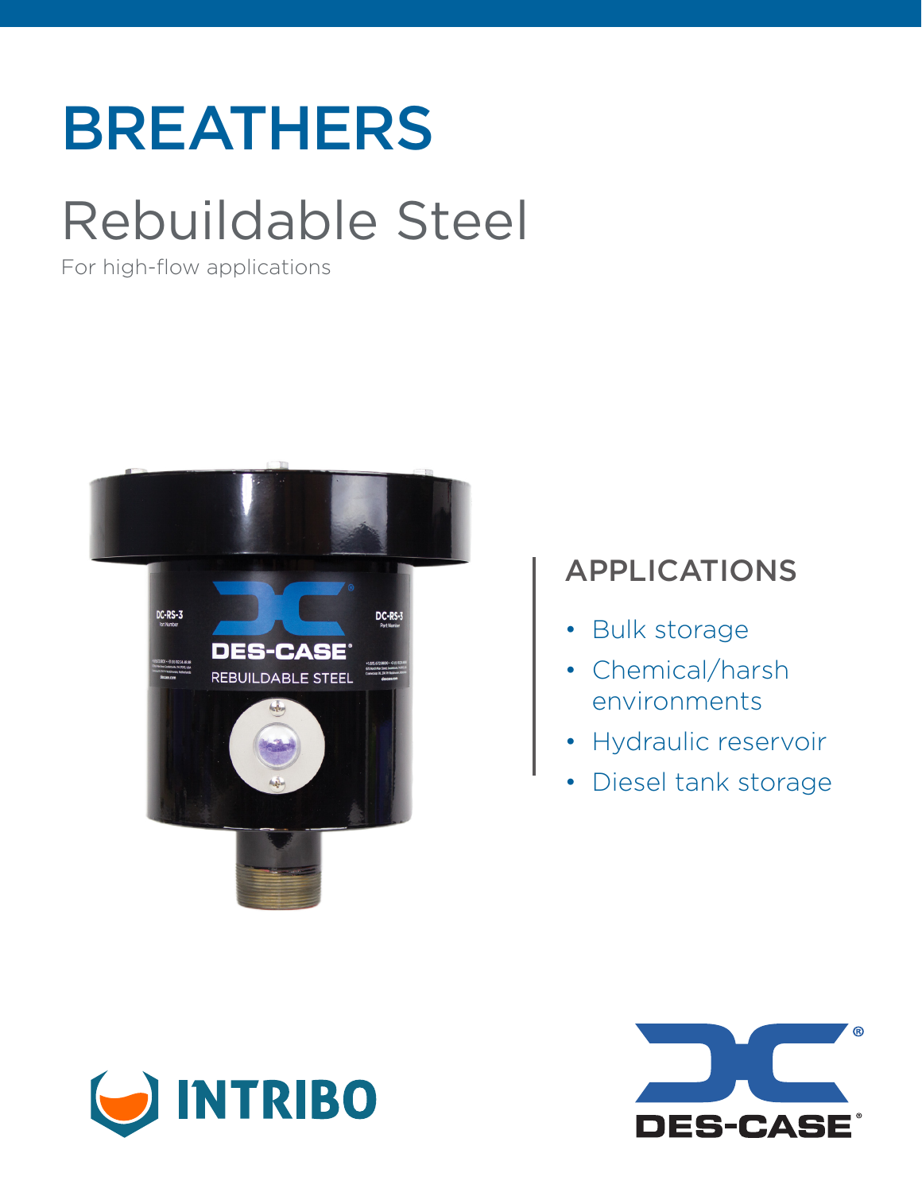# BREATHERS

## Rebuildable Steel

For high-flow applications

### APPLICATIONS

- Bulk storage
- Chemical/harsh environments
- Hydraulic reservoir
- Diesel tank storage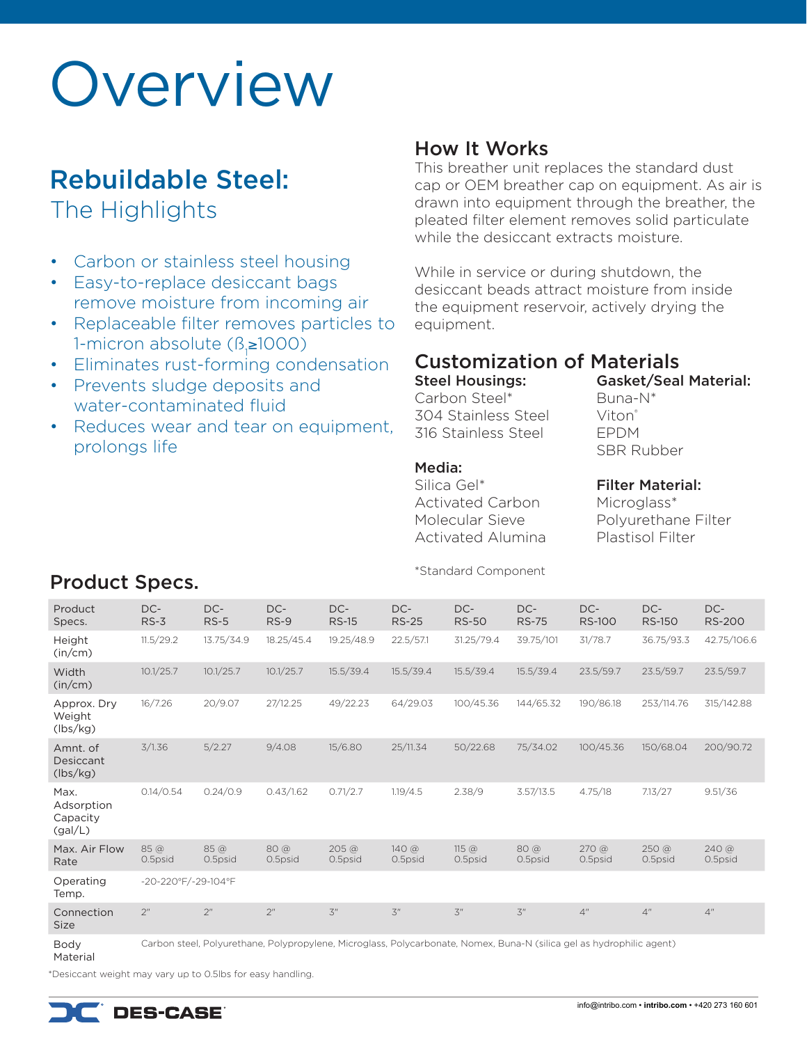# Overview

## Rebuildable Steel:

### The Highlights

- Carbon or stainless steel housing
- Easy-to-replace desiccant bags remove moisture from incoming air
- Replaceable filter removes particles to 1-micron absolute ($\beta_1 \geq 1000$)
- Eliminates rust-forming condensation
- Prevents sludge deposits and water-contaminated fluid
- Reduces wear and tear on equipment, prolongs life

## How It Works

This breather unit replaces the standard dust cap or OEM breather cap on equipment. As air is drawn into equipment through the breather, the pleated filter element removes solid particulate while the desiccant extracts moisture.

While in service or during shutdown, the desiccant beads attract moisture from inside the equipment reservoir, actively drying the equipment.

## Customization of Materials

**Steel Housings:**
Carbon Steel*
304 Stainless Steel
316 Stainless Steel

**Gasket/Seal Material:**
Buna-N*
Viton®
EPDM
SBR Rubber

**Media:**
Silica Gel*
Activated Carbon
Molecular Sieve
Activated Alumina

**Filter Material:**
Microglass*
Polyurethane Filter
Plastisol Filter

*Standard Component

## Product Specs.

| Product Specs. | DC-RS-3 | DC-RS-5 | DC-RS-9 | DC-RS-15 | DC-RS-25 | DC-RS-50 | DC-RS-75 | DC-RS-100 | DC-RS-150 | DC-RS-200 |
|---|---|---|---|---|---|---|---|---|---|---|
| Height (in/cm) | 11.5/29.2 | 13.75/34.9 | 18.25/45.4 | 19.25/48.9 | 22.5/57.1 | 31.25/79.4 | 39.75/101 | 31/78.7 | 36.75/93.3 | 42.75/106.6 |
| Width (in/cm) | 10.1/25.7 | 10.1/25.7 | 10.1/25.7 | 15.5/39.4 | 15.5/39.4 | 15.5/39.4 | 15.5/39.4 | 23.5/59.7 | 23.5/59.7 | 23.5/59.7 |
| Approx. Dry Weight (lbs/kg) | 16/7.26 | 20/9.07 | 27/12.25 | 49/22.23 | 64/29.03 | 100/45.36 | 144/65.32 | 190/86.18 | 253/114.76 | 315/142.88 |
| Amnt. of Desiccant (lbs/kg) | 3/1.36 | 5/2.27 | 9/4.08 | 15/6.80 | 25/11.34 | 50/22.68 | 75/34.02 | 100/45.36 | 150/68.04 | 200/90.72 |
| Max. Adsorption Capacity (gal/L) | 0.14/0.54 | 0.24/0.9 | 0.43/1.62 | 0.71/2.7 | 1.19/4.5 | 2.38/9 | 3.57/13.5 | 4.75/18 | 7.13/27 | 9.51/36 |
| Max. Air Flow Rate | 85 @ 0.5psid | 85 @ 0.5psid | 80 @ 0.5psid | 205 @ 0.5psid | 140 @ 0.5psid | 115 @ 0.5psid | 80 @ 0.5psid | 270 @ 0.5psid | 250 @ 0.5psid | 240 @ 0.5psid |
| Operating Temp. | -20-220°F/-29-104°F | | | | | | | | | |
| Connection Size | 2" | 2" | 2" | 3" | 3" | 3" | 3" | 4" | 4" | 4" |
| Body Material | Carbon steel, Polyurethane, Polypropylene, Microglass, Polycarbonate, Nomex, Buna-N (silica gel as hydrophilic agent) | | | | | | | | | |

*Desiccant weight may vary up to 0.5lbs for easy handling.

DES-CASE

info@intribo.com • intribo.com • +420 273 160 601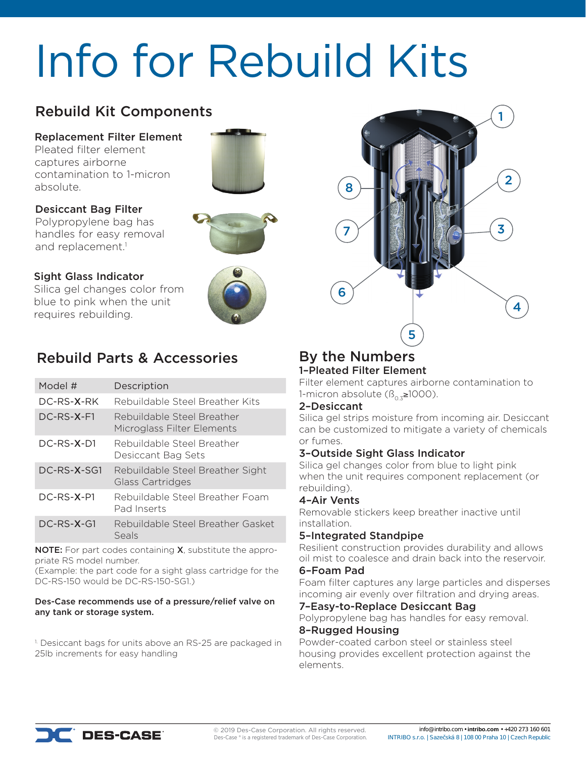# Info for Rebuild Kits

## Rebuild Kit Components

**Replacement Filter Element**
Pleated filter element captures airborne contamination to 1-micron absolute.

**Desiccant Bag Filter**
Polypropylene bag has handles for easy removal and replacement.[1]

**Sight Glass Indicator**
Silica gel changes color from blue to pink when the unit requires rebuilding.

## Rebuild Parts & Accessories

| Model # | Description |
|---|---|
| DC-RS-**X**-RK | Rebuildable Steel Breather Kits |
| DC-RS-**X**-F1 | Rebuildable Steel Breather Microglass Filter Elements |
| DC-RS-**X**-D1 | Rebuildable Steel Breather Desiccant Bag Sets |
| DC-RS-**X**-SG1 | Rebuildable Steel Breather Sight Glass Cartridges |
| DC-RS-**X**-P1 | Rebuildable Steel Breather Foam Pad Inserts |
| DC-RS-**X**-G1 | Rebuildable Steel Breather Gasket Seals |

**NOTE:** For part codes containing **X**, substitute the appropriate RS model number.
(Example: the part code for a sight glass cartridge for the DC-RS-150 would be DC-RS-150-SG1.)

**Des-Case recommends use of a pressure/relief valve on any tank or storage system.**

[1] Desiccant bags for units above an RS-25 are packaged in 25lb increments for easy handling

1
2
3
4
5
6
7
8

## By the Numbers

**1–Pleated Filter Element**
Filter element captures airborne contamination to 1-micron absolute ($\beta_{0.3} \geq 1000$).

**2–Desiccant**
Silica gel strips moisture from incoming air. Desiccant can be customized to mitigate a variety of chemicals or fumes.

**3–Outside Sight Glass Indicator**
Silica gel changes color from blue to light pink when the unit requires component replacement (or rebuilding).

**4–Air Vents**
Removable stickers keep breather inactive until installation.

**5–Integrated Standpipe**
Resilient construction provides durability and allows oil mist to coalesce and drain back into the reservoir.

**6–Foam Pad**
Foam filter captures any large particles and disperses incoming air evenly over filtration and drying areas.

**7–Easy-to-Replace Desiccant Bag**
Polypropylene bag has handles for easy removal.

**8–Rugged Housing**
Powder-coated carbon steel or stainless steel housing provides excellent protection against the elements.

DES-CASE

© 2019 Des-Case Corporation. All rights reserved.
Des-Case ® is a registered trademark of Des-Case Corporation.

info@intribo.com • intribo.com • +420 273 160 601
INTRIBO s.r.o. | Sazečská 8 | 108 00 Praha 10 | Czech Republic